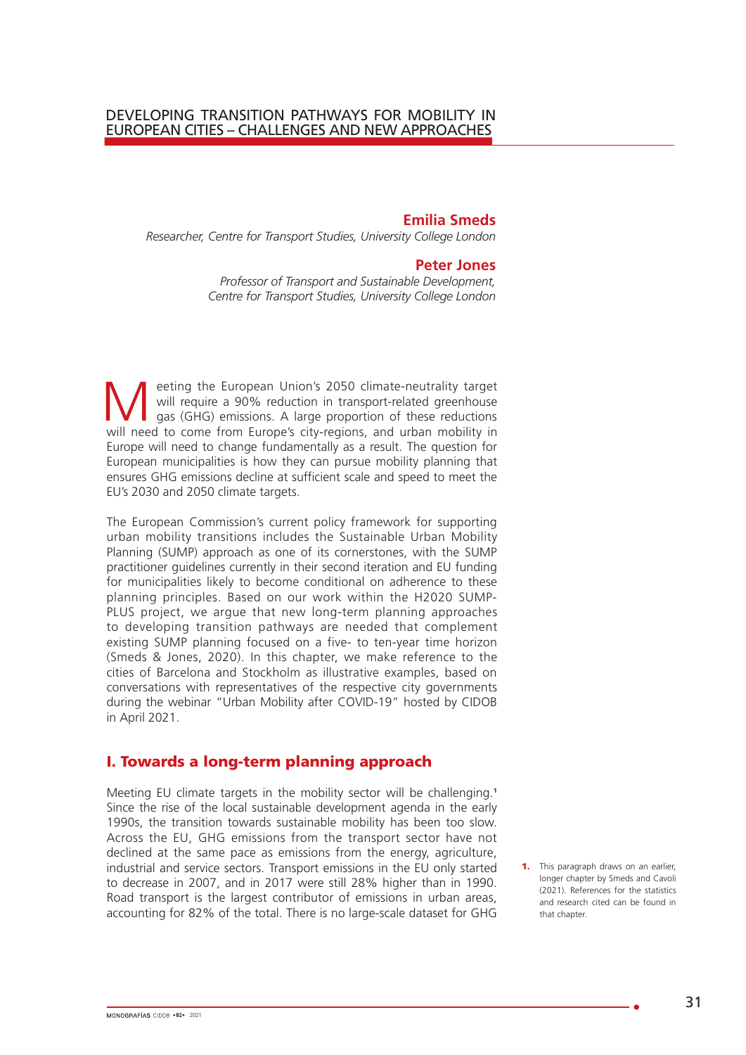# DEVELOPING TRANSITION PATHWAYS FOR MOBILITY IN EUROPEAN CITIES – CHALLENGES AND NEW APPROACHES

**Emilia Smeds**
*Researcher, Centre for Transport Studies, University College London*

**Peter Jones**
*Professor of Transport and Sustainable Development, Centre for Transport Studies, University College London*

Meeting the European Union's 2050 climate-neutrality target will require a 90% reduction in transport-related greenhouse gas (GHG) emissions. A large proportion of these reductions will need to come from Europe's city-regions, and urban mobility in Europe will need to change fundamentally as a result. The question for European municipalities is how they can pursue mobility planning that ensures GHG emissions decline at sufficient scale and speed to meet the EU's 2030 and 2050 climate targets.

The European Commission's current policy framework for supporting urban mobility transitions includes the Sustainable Urban Mobility Planning (SUMP) approach as one of its cornerstones, with the SUMP practitioner guidelines currently in their second iteration and EU funding for municipalities likely to become conditional on adherence to these planning principles. Based on our work within the H2020 SUMP-PLUS project, we argue that new long-term planning approaches to developing transition pathways are needed that complement existing SUMP planning focused on a five- to ten-year time horizon (Smeds & Jones, 2020). In this chapter, we make reference to the cities of Barcelona and Stockholm as illustrative examples, based on conversations with representatives of the respective city governments during the webinar "Urban Mobility after COVID-19" hosted by CIDOB in April 2021.

## I. Towards a long-term planning approach

Meeting EU climate targets in the mobility sector will be challenging.[1] Since the rise of the local sustainable development agenda in the early 1990s, the transition towards sustainable mobility has been too slow. Across the EU, GHG emissions from the transport sector have not declined at the same pace as emissions from the energy, agriculture, industrial and service sectors. Transport emissions in the EU only started to decrease in 2007, and in 2017 were still 28% higher than in 1990. Road transport is the largest contributor of emissions in urban areas, accounting for 82% of the total. There is no large-scale dataset for GHG

1. This paragraph draws on an earlier, longer chapter by Smeds and Cavoli (2021). References for the statistics and research cited can be found in that chapter.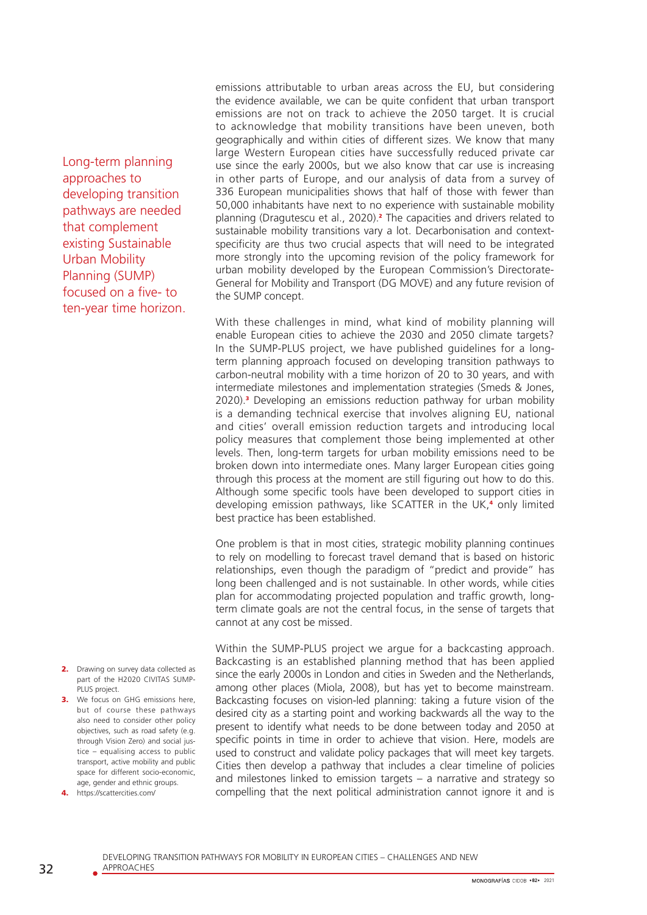emissions attributable to urban areas across the EU, but considering the evidence available, we can be quite confident that urban transport emissions are not on track to achieve the 2050 target. It is crucial to acknowledge that mobility transitions have been uneven, both geographically and within cities of different sizes. We know that many large Western European cities have successfully reduced private car use since the early 2000s, but we also know that car use is increasing in other parts of Europe, and our analysis of data from a survey of 336 European municipalities shows that half of those with fewer than 50,000 inhabitants have next to no experience with sustainable mobility planning (Dragutescu et al., 2020).[2] The capacities and drivers related to sustainable mobility transitions vary a lot. Decarbonisation and context-specificity are thus two crucial aspects that will need to be integrated more strongly into the upcoming revision of the policy framework for urban mobility developed by the European Commission's Directorate-General for Mobility and Transport (DG MOVE) and any future revision of the SUMP concept.

> Long-term planning approaches to developing transition pathways are needed that complement existing Sustainable Urban Mobility Planning (SUMP) focused on a five- to ten-year time horizon.

With these challenges in mind, what kind of mobility planning will enable European cities to achieve the 2030 and 2050 climate targets? In the SUMP-PLUS project, we have published guidelines for a long-term planning approach focused on developing transition pathways to carbon-neutral mobility with a time horizon of 20 to 30 years, and with intermediate milestones and implementation strategies (Smeds & Jones, 2020).[3] Developing an emissions reduction pathway for urban mobility is a demanding technical exercise that involves aligning EU, national and cities' overall emission reduction targets and introducing local policy measures that complement those being implemented at other levels. Then, long-term targets for urban mobility emissions need to be broken down into intermediate ones. Many larger European cities going through this process at the moment are still figuring out how to do this. Although some specific tools have been developed to support cities in developing emission pathways, like SCATTER in the UK,[4] only limited best practice has been established.

One problem is that in most cities, strategic mobility planning continues to rely on modelling to forecast travel demand that is based on historic relationships, even though the paradigm of "predict and provide" has long been challenged and is not sustainable. In other words, while cities plan for accommodating projected population and traffic growth, long-term climate goals are not the central focus, in the sense of targets that cannot at any cost be missed.

Within the SUMP-PLUS project we argue for a backcasting approach. Backcasting is an established planning method that has been applied since the early 2000s in London and cities in Sweden and the Netherlands, among other places (Miola, 2008), but has yet to become mainstream. Backcasting focuses on vision-led planning: taking a future vision of the desired city as a starting point and working backwards all the way to the present to identify what needs to be done between today and 2050 at specific points in time in order to achieve that vision. Here, models are used to construct and validate policy packages that will meet key targets. Cities then develop a pathway that includes a clear timeline of policies and milestones linked to emission targets – a narrative and strategy so compelling that the next political administration cannot ignore it and is

2. Drawing on survey data collected as part of the H2020 CIVITAS SUMP-PLUS project.
3. We focus on GHG emissions here, but of course these pathways also need to consider other policy objectives, such as road safety (e.g. through Vision Zero) and social justice – equalising access to public transport, active mobility and public space for different socio-economic, age, gender and ethnic groups.
4. https://scattercities.com/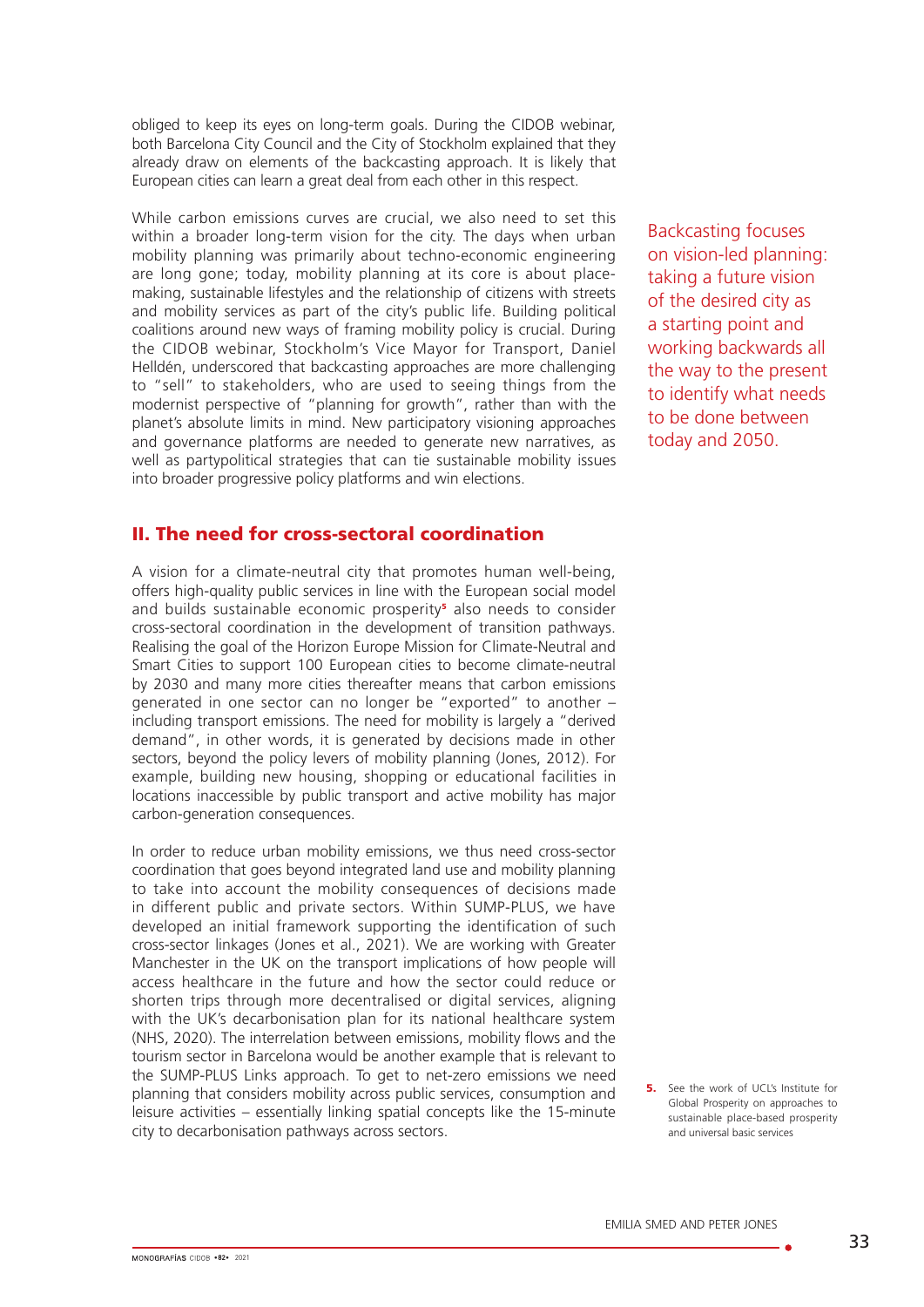obliged to keep its eyes on long-term goals. During the CIDOB webinar, both Barcelona City Council and the City of Stockholm explained that they already draw on elements of the backcasting approach. It is likely that European cities can learn a great deal from each other in this respect.

While carbon emissions curves are crucial, we also need to set this within a broader long-term vision for the city. The days when urban mobility planning was primarily about techno-economic engineering are long gone; today, mobility planning at its core is about place-making, sustainable lifestyles and the relationship of citizens with streets and mobility services as part of the city's public life. Building political coalitions around new ways of framing mobility policy is crucial. During the CIDOB webinar, Stockholm's Vice Mayor for Transport, Daniel Helldén, underscored that backcasting approaches are more challenging to "sell" to stakeholders, who are used to seeing things from the modernist perspective of "planning for growth", rather than with the planet's absolute limits in mind. New participatory visioning approaches and governance platforms are needed to generate new narratives, as well as partypolitical strategies that can tie sustainable mobility issues into broader progressive policy platforms and win elections.

Backcasting focuses on vision-led planning: taking a future vision of the desired city as a starting point and working backwards all the way to the present to identify what needs to be done between today and 2050.

## II. The need for cross-sectoral coordination

A vision for a climate-neutral city that promotes human well-being, offers high-quality public services in line with the European social model and builds sustainable economic prosperity[5] also needs to consider cross-sectoral coordination in the development of transition pathways. Realising the goal of the Horizon Europe Mission for Climate-Neutral and Smart Cities to support 100 European cities to become climate-neutral by 2030 and many more cities thereafter means that carbon emissions generated in one sector can no longer be "exported" to another – including transport emissions. The need for mobility is largely a "derived demand", in other words, it is generated by decisions made in other sectors, beyond the policy levers of mobility planning (Jones, 2012). For example, building new housing, shopping or educational facilities in locations inaccessible by public transport and active mobility has major carbon-generation consequences.

In order to reduce urban mobility emissions, we thus need cross-sector coordination that goes beyond integrated land use and mobility planning to take into account the mobility consequences of decisions made in different public and private sectors. Within SUMP-PLUS, we have developed an initial framework supporting the identification of such cross-sector linkages (Jones et al., 2021). We are working with Greater Manchester in the UK on the transport implications of how people will access healthcare in the future and how the sector could reduce or shorten trips through more decentralised or digital services, aligning with the UK's decarbonisation plan for its national healthcare system (NHS, 2020). The interrelation between emissions, mobility flows and the tourism sector in Barcelona would be another example that is relevant to the SUMP-PLUS Links approach. To get to net-zero emissions we need planning that considers mobility across public services, consumption and leisure activities – essentially linking spatial concepts like the 15-minute city to decarbonisation pathways across sectors.

5. See the work of UCL's Institute for Global Prosperity on approaches to sustainable place-based prosperity and universal basic services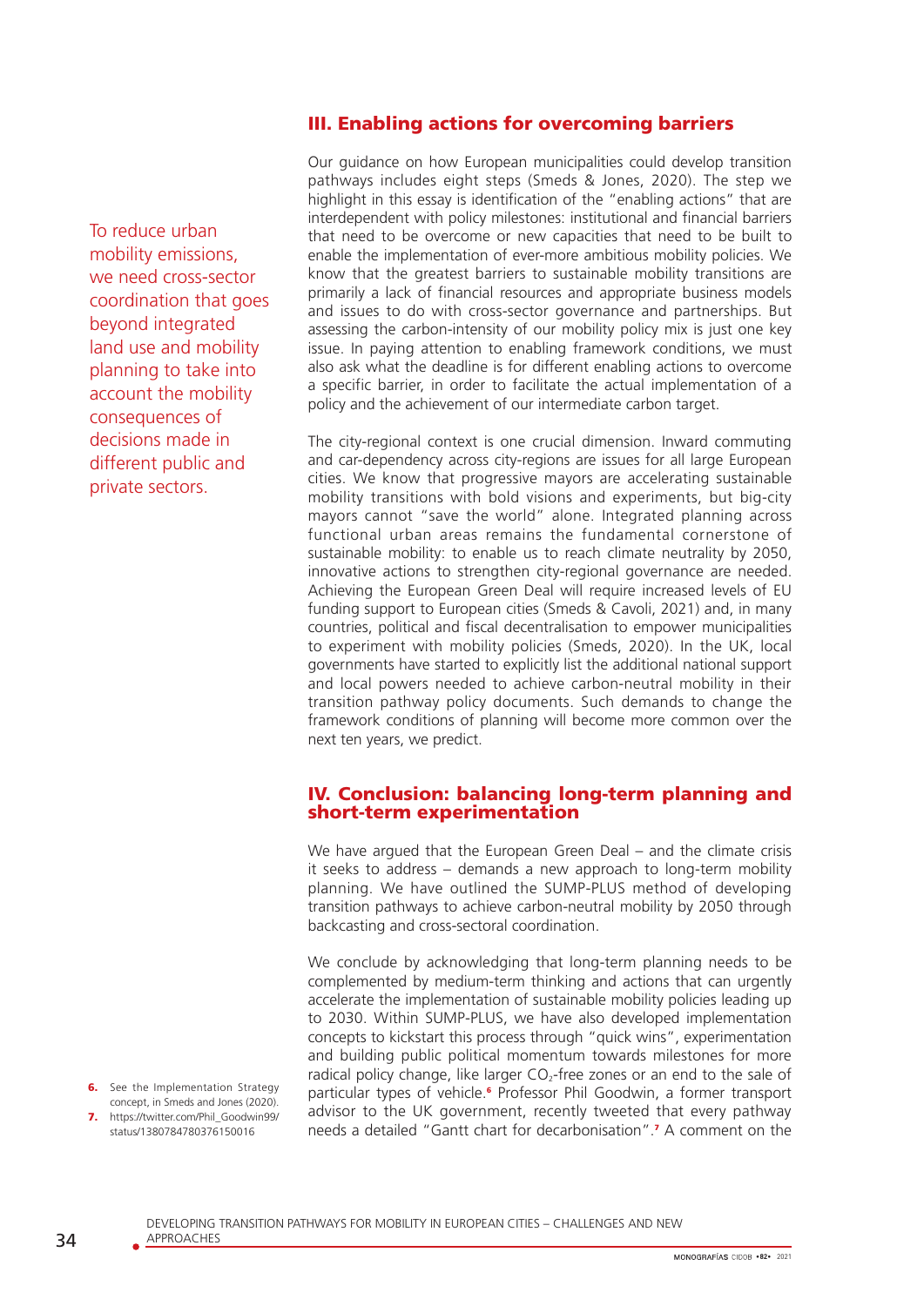## III. Enabling actions for overcoming barriers

Our guidance on how European municipalities could develop transition pathways includes eight steps (Smeds & Jones, 2020). The step we highlight in this essay is identification of the "enabling actions" that are interdependent with policy milestones: institutional and financial barriers that need to be overcome or new capacities that need to be built to enable the implementation of ever-more ambitious mobility policies. We know that the greatest barriers to sustainable mobility transitions are primarily a lack of financial resources and appropriate business models and issues to do with cross-sector governance and partnerships. But assessing the carbon-intensity of our mobility policy mix is just one key issue. In paying attention to enabling framework conditions, we must also ask what the deadline is for different enabling actions to overcome a specific barrier, in order to facilitate the actual implementation of a policy and the achievement of our intermediate carbon target.

To reduce urban mobility emissions, we need cross-sector coordination that goes beyond integrated land use and mobility planning to take into account the mobility consequences of decisions made in different public and private sectors.

The city-regional context is one crucial dimension. Inward commuting and car-dependency across city-regions are issues for all large European cities. We know that progressive mayors are accelerating sustainable mobility transitions with bold visions and experiments, but big-city mayors cannot "save the world" alone. Integrated planning across functional urban areas remains the fundamental cornerstone of sustainable mobility: to enable us to reach climate neutrality by 2050, innovative actions to strengthen city-regional governance are needed. Achieving the European Green Deal will require increased levels of EU funding support to European cities (Smeds & Cavoli, 2021) and, in many countries, political and fiscal decentralisation to empower municipalities to experiment with mobility policies (Smeds, 2020). In the UK, local governments have started to explicitly list the additional national support and local powers needed to achieve carbon-neutral mobility in their transition pathway policy documents. Such demands to change the framework conditions of planning will become more common over the next ten years, we predict.

## IV. Conclusion: balancing long-term planning and short-term experimentation

We have argued that the European Green Deal – and the climate crisis it seeks to address – demands a new approach to long-term mobility planning. We have outlined the SUMP-PLUS method of developing transition pathways to achieve carbon-neutral mobility by 2050 through backcasting and cross-sectoral coordination.

We conclude by acknowledging that long-term planning needs to be complemented by medium-term thinking and actions that can urgently accelerate the implementation of sustainable mobility policies leading up to 2030. Within SUMP-PLUS, we have also developed implementation concepts to kickstart this process through "quick wins", experimentation and building public political momentum towards milestones for more radical policy change, like larger $CO_2$-free zones or an end to the sale of particular types of vehicle.[6] Professor Phil Goodwin, a former transport advisor to the UK government, recently tweeted that every pathway needs a detailed "Gantt chart for decarbonisation".[7] A comment on the

6. See the Implementation Strategy concept, in Smeds and Jones (2020).
7. https://twitter.com/Phil_Goodwin99/status/1380784780376150016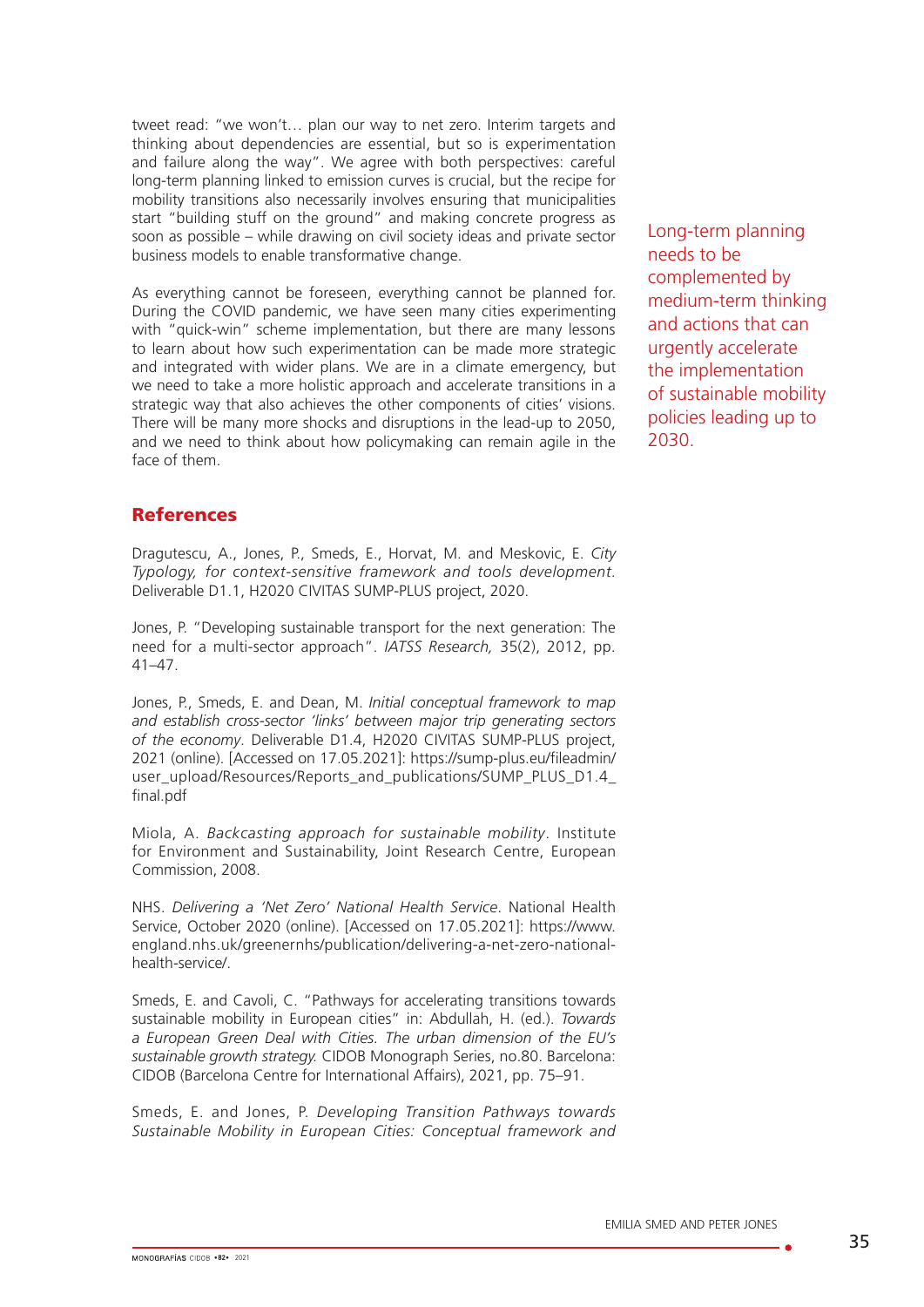tweet read: "we won't… plan our way to net zero. Interim targets and thinking about dependencies are essential, but so is experimentation and failure along the way". We agree with both perspectives: careful long-term planning linked to emission curves is crucial, but the recipe for mobility transitions also necessarily involves ensuring that municipalities start "building stuff on the ground" and making concrete progress as soon as possible – while drawing on civil society ideas and private sector business models to enable transformative change.

Long-term planning needs to be complemented by medium-term thinking and actions that can urgently accelerate the implementation of sustainable mobility policies leading up to 2030.

As everything cannot be foreseen, everything cannot be planned for. During the COVID pandemic, we have seen many cities experimenting with "quick-win" scheme implementation, but there are many lessons to learn about how such experimentation can be made more strategic and integrated with wider plans. We are in a climate emergency, but we need to take a more holistic approach and accelerate transitions in a strategic way that also achieves the other components of cities' visions. There will be many more shocks and disruptions in the lead-up to 2050, and we need to think about how policymaking can remain agile in the face of them.

## References

Dragutescu, A., Jones, P., Smeds, E., Horvat, M. and Meskovic, E. *City Typology, for context-sensitive framework and tools development*. Deliverable D1.1, H2020 CIVITAS SUMP-PLUS project, 2020.

Jones, P. "Developing sustainable transport for the next generation: The need for a multi-sector approach". *IATSS Research,* 35(2), 2012, pp. 41–47.

Jones, P., Smeds, E. and Dean, M. *Initial conceptual framework to map and establish cross-sector 'links' between major trip generating sectors of the economy*. Deliverable D1.4, H2020 CIVITAS SUMP-PLUS project, 2021 (online). [Accessed on 17.05.2021]: https://sump-plus.eu/fileadmin/user_upload/Resources/Reports_and_publications/SUMP_PLUS_D1.4_final.pdf

Miola, A. *Backcasting approach for sustainable mobility*. Institute for Environment and Sustainability, Joint Research Centre, European Commission, 2008.

NHS. *Delivering a 'Net Zero' National Health Service*. National Health Service, October 2020 (online). [Accessed on 17.05.2021]: https://www.england.nhs.uk/greenernhs/publication/delivering-a-net-zero-national-health-service/.

Smeds, E. and Cavoli, C. "Pathways for accelerating transitions towards sustainable mobility in European cities" in: Abdullah, H. (ed.). *Towards a European Green Deal with Cities. The urban dimension of the EU's sustainable growth strategy.* CIDOB Monograph Series, no.80. Barcelona: CIDOB (Barcelona Centre for International Affairs), 2021, pp. 75–91.

Smeds, E. and Jones, P. *Developing Transition Pathways towards Sustainable Mobility in European Cities: Conceptual framework and*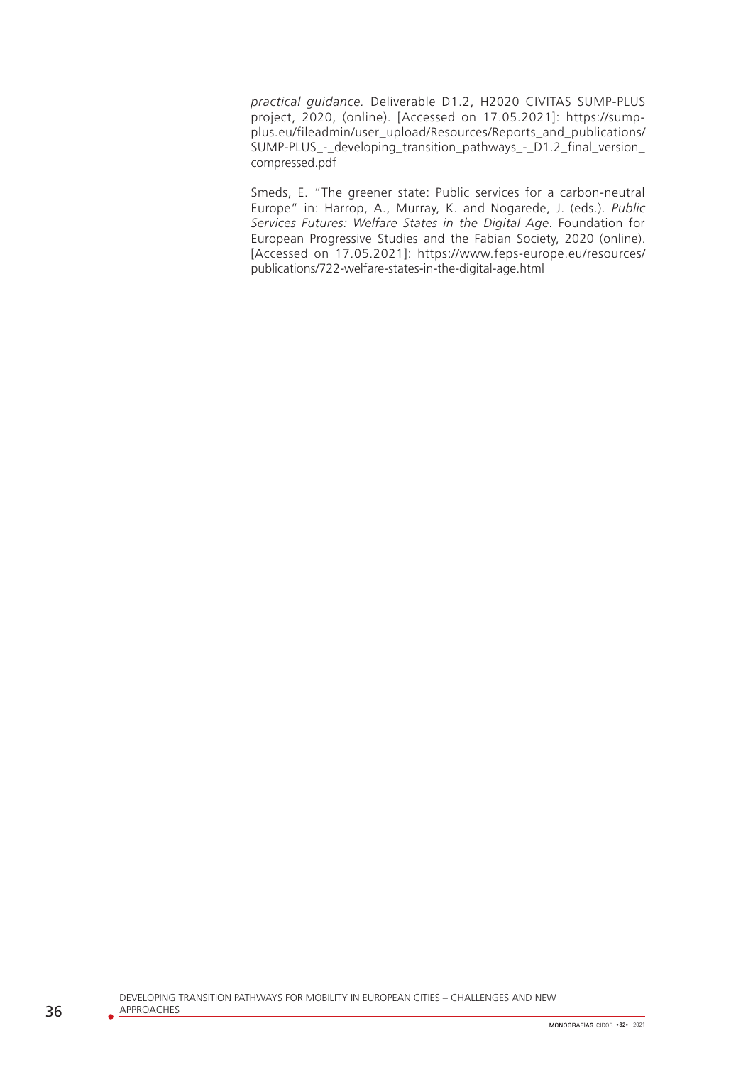*practical guidance.* Deliverable D1.2, H2020 CIVITAS SUMP-PLUS project, 2020, (online). [Accessed on 17.05.2021]: https://sump-plus.eu/fileadmin/user_upload/Resources/Reports_and_publications/SUMP-PLUS_-_developing_transition_pathways_-_D1.2_final_version_compressed.pdf

Smeds, E. "The greener state: Public services for a carbon-neutral Europe" in: Harrop, A., Murray, K. and Nogarede, J. (eds.). *Public Services Futures: Welfare States in the Digital Age*. Foundation for European Progressive Studies and the Fabian Society, 2020 (online). [Accessed on 17.05.2021]: https://www.feps-europe.eu/resources/publications/722-welfare-states-in-the-digital-age.html